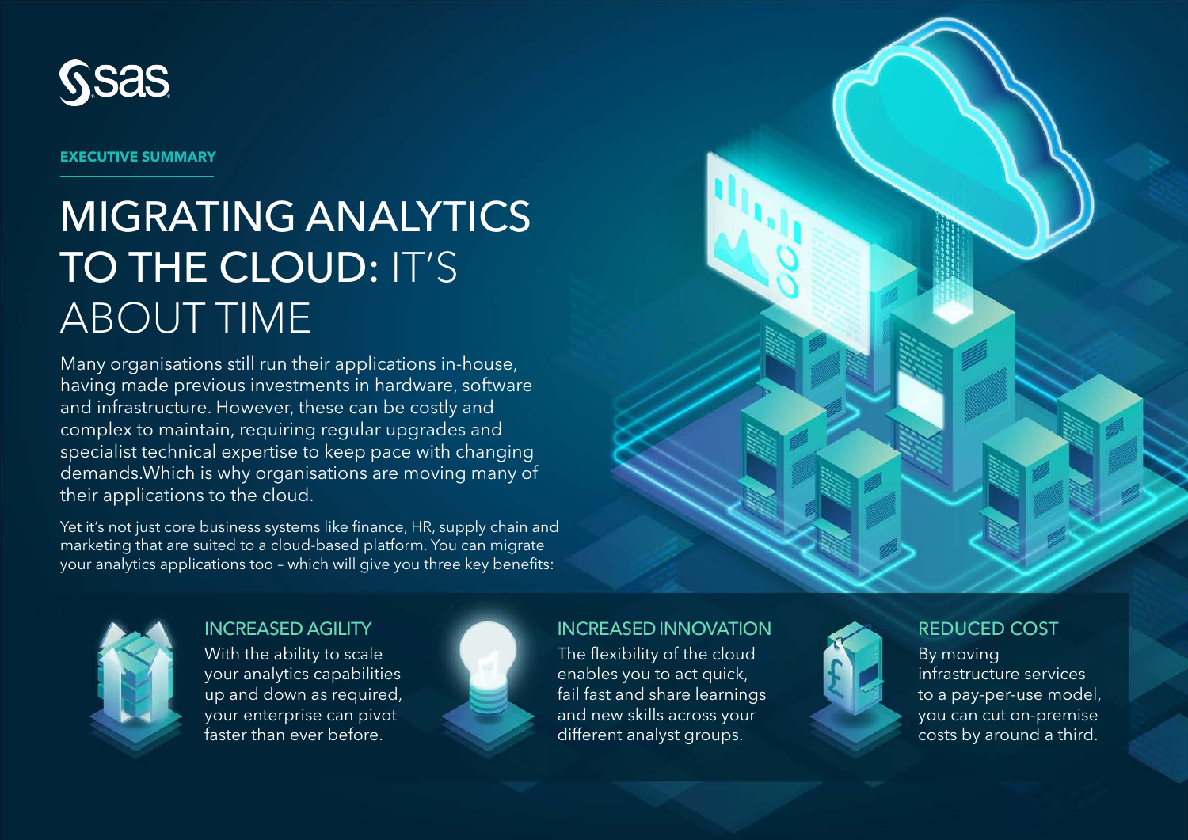EXECUTIVE SUMMARY

# MIGRATING ANALYTICS TO THE CLOUD: IT'S ABOUT TIME

Many organisations still run their applications in-house, having made previous investments in hardware, software and infrastructure. However, these can be costly and complex to maintain, requiring regular upgrades and specialist technical expertise to keep pace with changing demands.Which is why organisations are moving many of their applications to the cloud.

Yet it's not just core business systems like finance, HR, supply chain and marketing that are suited to a cloud-based platform. You can migrate your analytics applications too – which will give you three key benefits:

## INCREASED AGILITY

With the ability to scale your analytics capabilities up and down as required, your enterprise can pivot faster than ever before.

## INCREASED INNOVATION

The flexibility of the cloud enables you to act quick, fail fast and share learnings and new skills across your different analyst groups.

## REDUCED COST

By moving infrastructure services to a pay-per-use model, you can cut on-premise costs by around a third.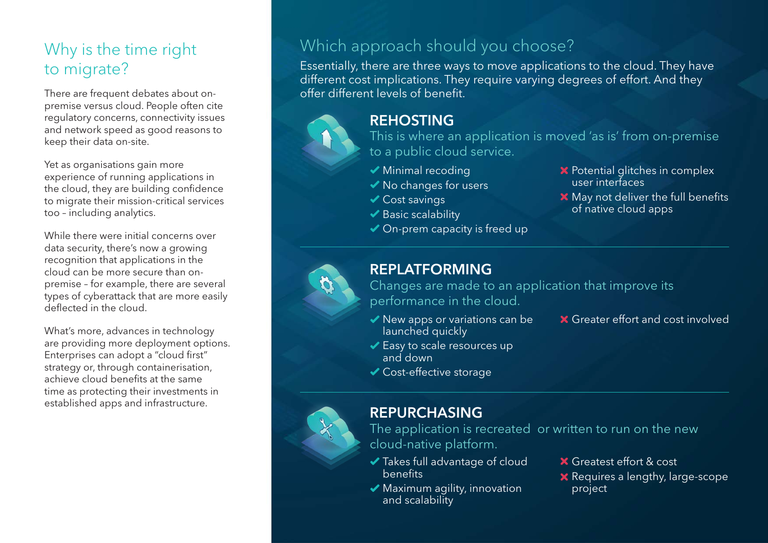## Why is the time right to migrate?

There are frequent debates about on-premise versus cloud. People often cite regulatory concerns, connectivity issues and network speed as good reasons to keep their data on-site.

Yet as organisations gain more experience of running applications in the cloud, they are building confidence to migrate their mission-critical services too – including analytics.

While there were initial concerns over data security, there's now a growing recognition that applications in the cloud can be more secure than on-premise – for example, there are several types of cyberattack that are more easily deflected in the cloud.

What's more, advances in technology are providing more deployment options. Enterprises can adopt a "cloud first" strategy or, through containerisation, achieve cloud benefits at the same time as protecting their investments in established apps and infrastructure.

## Which approach should you choose?

Essentially, there are three ways to move applications to the cloud. They have different cost implications. They require varying degrees of effort. And they offer different levels of benefit.

### REHOSTING

This is where an application is moved 'as is' from on-premise to a public cloud service.

- ✔ Minimal recoding
- ✔ No changes for users
- ✔ Cost savings
- ✔ Basic scalability
- ✔ On-prem capacity is freed up

- ✖ Potential glitches in complex user interfaces
- ✖ May not deliver the full benefits of native cloud apps

### REPLATFORMING

Changes are made to an application that improve its performance in the cloud.

- ✔ New apps or variations can be launched quickly
- ✔ Easy to scale resources up and down
- ✔ Cost-effective storage

- ✖ Greater effort and cost involved

### REPURCHASING

The application is recreated or written to run on the new cloud-native platform.

- ✔ Takes full advantage of cloud benefits
- ✔ Maximum agility, innovation and scalability

- ✖ Greatest effort & cost
- ✖ Requires a lengthy, large-scope project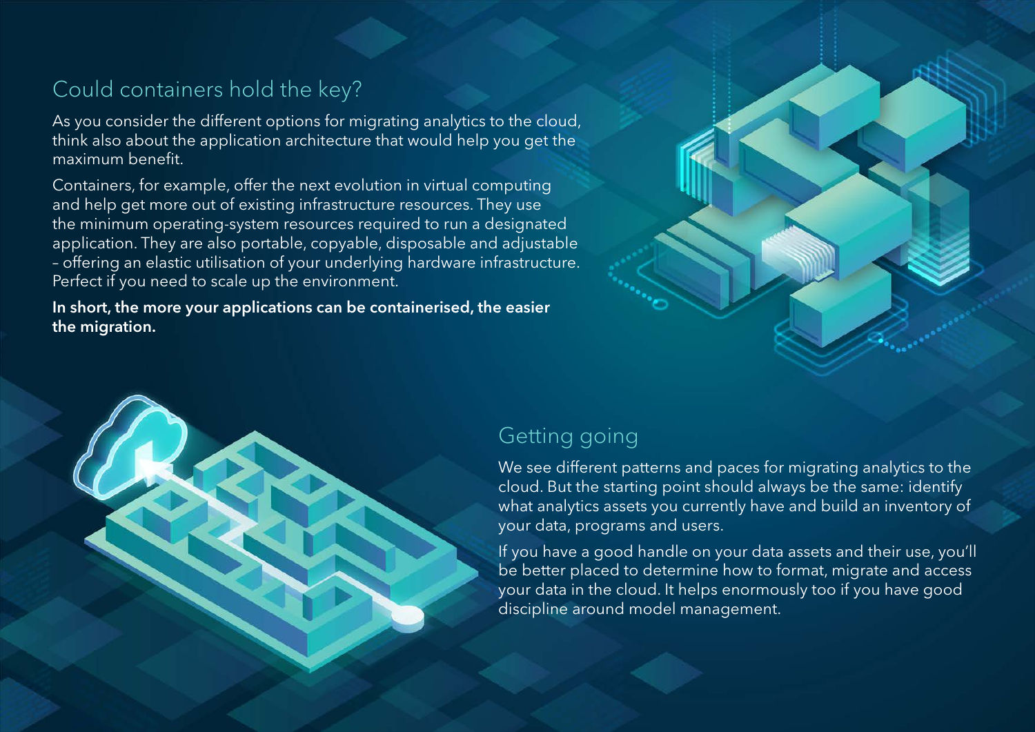## Could containers hold the key?

As you consider the different options for migrating analytics to the cloud, think also about the application architecture that would help you get the maximum benefit.

Containers, for example, offer the next evolution in virtual computing and help get more out of existing infrastructure resources. They use the minimum operating-system resources required to run a designated application. They are also portable, copyable, disposable and adjustable – offering an elastic utilisation of your underlying hardware infrastructure. Perfect if you need to scale up the environment.

**In short, the more your applications can be containerised, the easier the migration.**

## Getting going

We see different patterns and paces for migrating analytics to the cloud. But the starting point should always be the same: identify what analytics assets you currently have and build an inventory of your data, programs and users.

If you have a good handle on your data assets and their use, you'll be better placed to determine how to format, migrate and access your data in the cloud. It helps enormously too if you have good discipline around model management.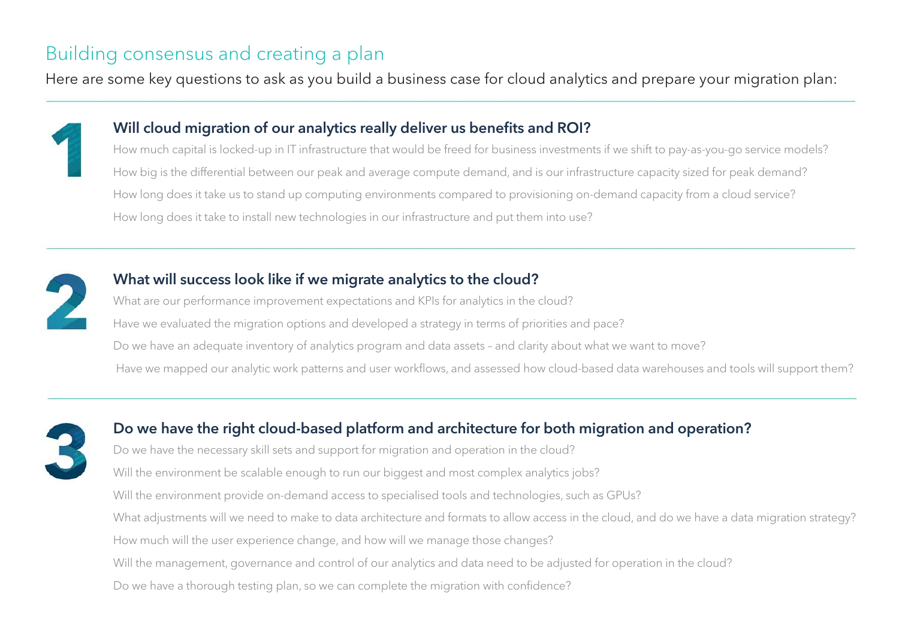## Building consensus and creating a plan

Here are some key questions to ask as you build a business case for cloud analytics and prepare your migration plan:

### 1 Will cloud migration of our analytics really deliver us benefits and ROI?

How much capital is locked-up in IT infrastructure that would be freed for business investments if we shift to pay-as-you-go service models?

How big is the differential between our peak and average compute demand, and is our infrastructure capacity sized for peak demand?

How long does it take us to stand up computing environments compared to provisioning on-demand capacity from a cloud service?

How long does it take to install new technologies in our infrastructure and put them into use?

### 2 What will success look like if we migrate analytics to the cloud?

What are our performance improvement expectations and KPIs for analytics in the cloud?

Have we evaluated the migration options and developed a strategy in terms of priorities and pace?

Do we have an adequate inventory of analytics program and data assets – and clarity about what we want to move?

Have we mapped our analytic work patterns and user workflows, and assessed how cloud-based data warehouses and tools will support them?

### 3 Do we have the right cloud-based platform and architecture for both migration and operation?

Do we have the necessary skill sets and support for migration and operation in the cloud?

Will the environment be scalable enough to run our biggest and most complex analytics jobs?

Will the environment provide on-demand access to specialised tools and technologies, such as GPUs?

What adjustments will we need to make to data architecture and formats to allow access in the cloud, and do we have a data migration strategy?

How much will the user experience change, and how will we manage those changes?

Will the management, governance and control of our analytics and data need to be adjusted for operation in the cloud?

Do we have a thorough testing plan, so we can complete the migration with confidence?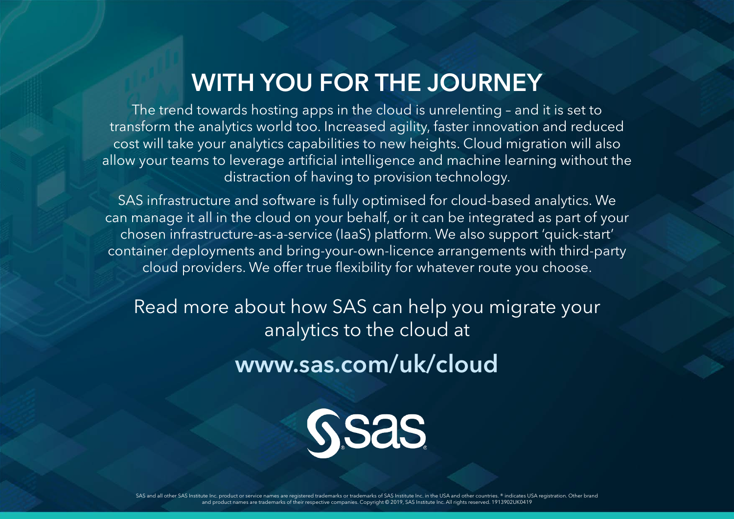# WITH YOU FOR THE JOURNEY

The trend towards hosting apps in the cloud is unrelenting – and it is set to transform the analytics world too. Increased agility, faster innovation and reduced cost will take your analytics capabilities to new heights. Cloud migration will also allow your teams to leverage artificial intelligence and machine learning without the distraction of having to provision technology.

SAS infrastructure and software is fully optimised for cloud-based analytics. We can manage it all in the cloud on your behalf, or it can be integrated as part of your chosen infrastructure-as-a-service (IaaS) platform. We also support 'quick-start' container deployments and bring-your-own-licence arrangements with third-party cloud providers. We offer true flexibility for whatever route you choose.

Read more about how SAS can help you migrate your analytics to the cloud at

**www.sas.com/uk/cloud**

SAS and all other SAS Institute Inc. product or service names are registered trademarks or trademarks of SAS Institute Inc. in the USA and other countries. ® indicates USA registration. Other brand and product names are trademarks of their respective companies. Copyright © 2019, SAS Institute Inc. All rights reserved. 1913902UK0419